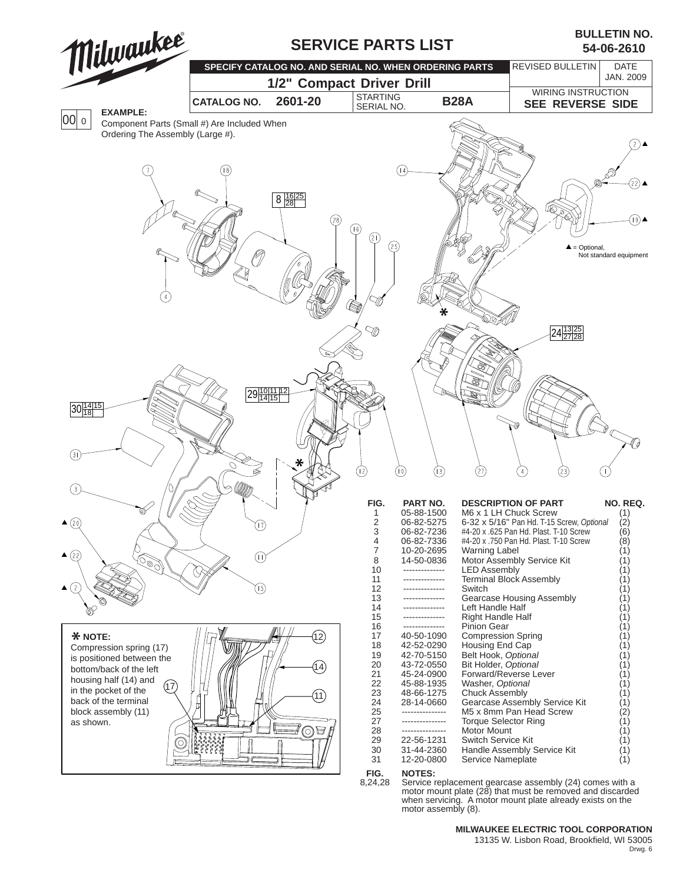# SERVICE PARTS LIST

**BULLETIN NO. 54-06-2610**

| SPECIFY CATALOG NO. AND SERIAL NO. WHEN ORDERING PARTS | | | | REVISED BULLETIN | DATE |
|---|---|---|---|---|---|
| **1/2" Compact Driver Drill** | | | | | JAN. 2009 |
| CATALOG NO. | 2601-20 | STARTING SERIAL NO. | B28A | WIRING INSTRUCTION **SEE REVERSE SIDE** | |

**EXAMPLE:**
Component Parts (Small #) Are Included When Ordering The Assembly (Large #).

▲ = Optional, Not standard equipment

**✱ NOTE:**
Compression spring (17) is positioned between the bottom/back of the left housing half (14) and in the pocket of the back of the terminal block assembly (11) as shown.

| FIG. | PART NO. | DESCRIPTION OF PART | NO. REQ. |
|---|---|---|---|
| 1 | 05-88-1500 | M6 x 1 LH Chuck Screw | (1) |
| 2 | 06-82-5275 | 6-32 x 5/16" Pan Hd. T-15 Screw, *Optional* | (2) |
| 3 | 06-82-7236 | #4-20 x .625 Pan Hd. Plast. T-10 Screw | (6) |
| 4 | 06-82-7336 | #4-20 x .750 Pan Hd. Plast. T-10 Screw | (8) |
| 7 | 10-20-2695 | Warning Label | (1) |
| 8 | 14-50-0836 | Motor Assembly Service Kit | (1) |
| 10 | -------------- | LED Assembly | (1) |
| 11 | -------------- | Terminal Block Assembly | (1) |
| 12 | -------------- | Switch | (1) |
| 13 | -------------- | Gearcase Housing Assembly | (1) |
| 14 | -------------- | Left Handle Half | (1) |
| 15 | -------------- | Right Handle Half | (1) |
| 16 | -------------- | Pinion Gear | (1) |
| 17 | 40-50-1090 | Compression Spring | (1) |
| 18 | 42-52-0290 | Housing End Cap | (1) |
| 19 | 42-70-5150 | Belt Hook, *Optional* | (1) |
| 20 | 43-72-0550 | Bit Holder, *Optional* | (1) |
| 21 | 45-24-0900 | Forward/Reverse Lever | (1) |
| 22 | 45-88-1935 | Washer, *Optional* | (1) |
| 23 | 48-66-1275 | Chuck Assembly | (1) |
| 24 | 28-14-0660 | Gearcase Assembly Service Kit | (1) |
| 25 | --------------- | M5 x 8mm Pan Head Screw | (2) |
| 27 | --------------- | Torque Selector Ring | (1) |
| 28 | --------------- | Motor Mount | (1) |
| 29 | 22-56-1231 | Switch Service Kit | (1) |
| 30 | 31-44-2360 | Handle Assembly Service Kit | (1) |
| 31 | 12-20-0800 | Service Nameplate | (1) |

| FIG. | NOTES: |
|---|---|
| 8,24,28 | Service replacement gearcase assembly (24) comes with a motor mount plate (28) that must be removed and discarded when servicing. A motor mount plate already exists on the motor assembly (8). |

**MILWAUKEE ELECTRIC TOOL CORPORATION**
13135 W. Lisbon Road, Brookfield, WI 53005
Drwg. 6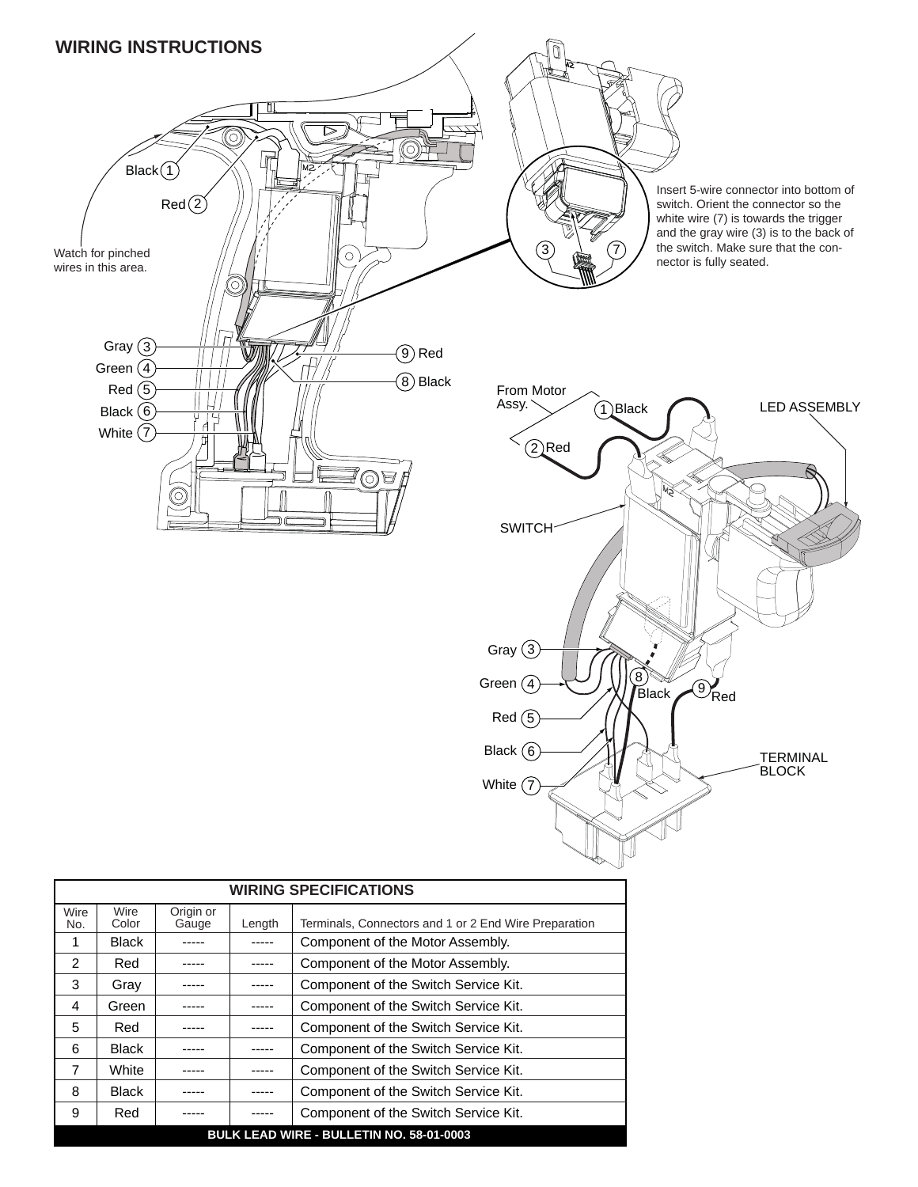# WIRING INSTRUCTIONS

Black 1

Red 2

Watch for pinched wires in this area.

Gray 3

Green 4

Red 5

Black 6

White 7

9 Red

8 Black

Insert 5-wire connector into bottom of switch. Orient the connector so the white wire (7) is towards the trigger and the gray wire (3) is to the back of the switch. Make sure that the connector is fully seated.

3 7

From Motor Assy.

1 Black

2 Red

LED ASSEMBLY

SWITCH

Gray 3

Green 4

Red 5

Black 6

White 7

8 Black

9 Red

TERMINAL BLOCK

| WIRING SPECIFICATIONS | | | | |
|---|---|---|---|---|
| Wire No. | Wire Color | Origin or Gauge | Length | Terminals, Connectors and 1 or 2 End Wire Preparation |
| 1 | Black | ----- | ----- | Component of the Motor Assembly. |
| 2 | Red | ----- | ----- | Component of the Motor Assembly. |
| 3 | Gray | ----- | ----- | Component of the Switch Service Kit. |
| 4 | Green | ----- | ----- | Component of the Switch Service Kit. |
| 5 | Red | ----- | ----- | Component of the Switch Service Kit. |
| 6 | Black | ----- | ----- | Component of the Switch Service Kit. |
| 7 | White | ----- | ----- | Component of the Switch Service Kit. |
| 8 | Black | ----- | ----- | Component of the Switch Service Kit. |
| 9 | Red | ----- | ----- | Component of the Switch Service Kit. |
| BULK LEAD WIRE - BULLETIN NO. 58-01-0003 | | | | |